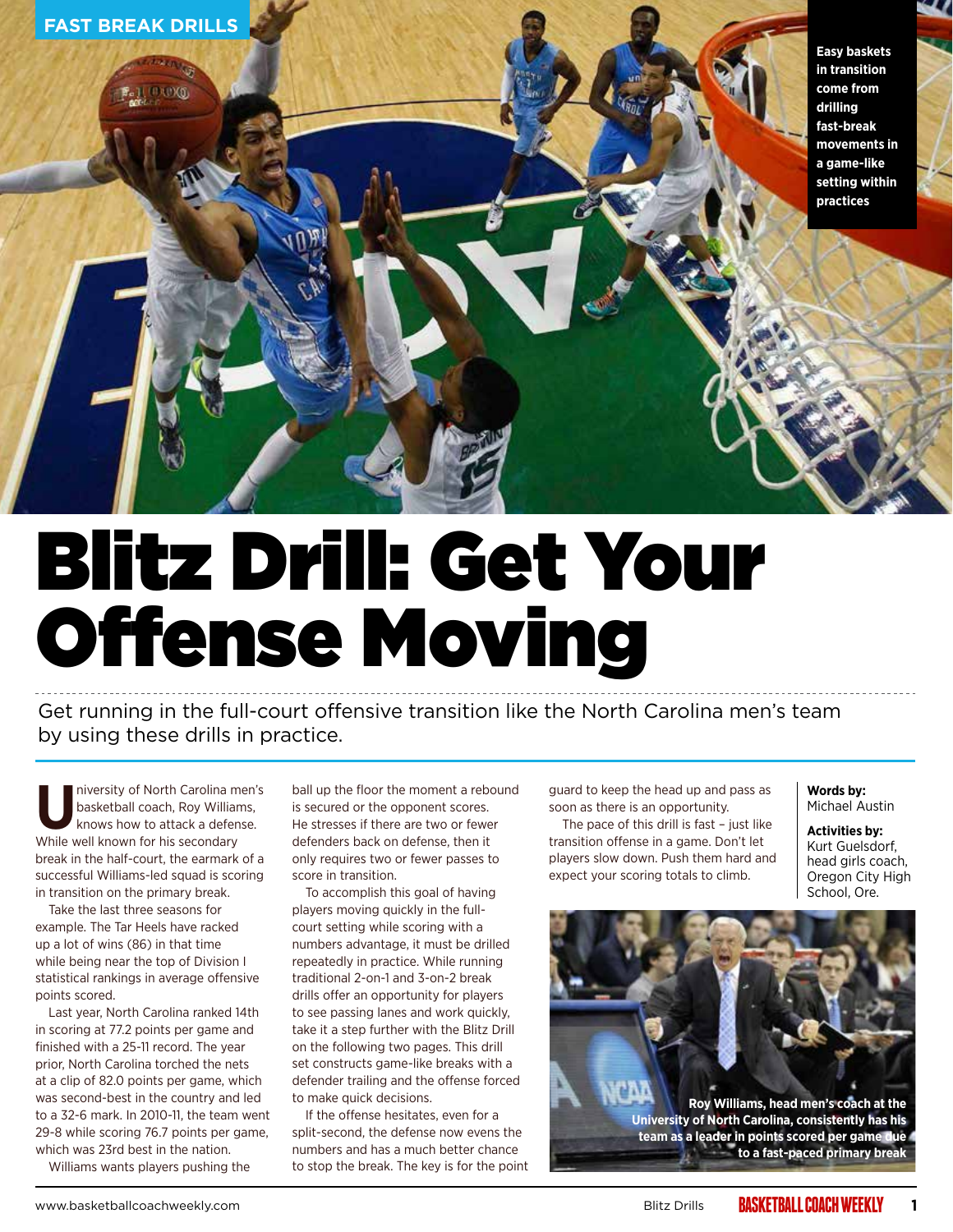FAST BREAK DRILLS

Easy baskets in transition come from drilling fast-break movements in a game-like setting within practices

# Blitz Drill: Get Your Offense Moving

Get running in the full-court offensive transition like the North Carolina men's team by using these drills in practice.

**Words by:** Michael Austin

**Activities by:** Kurt Guelsdorf, head girls coach, Oregon City High School, Ore.

University of North Carolina men's basketball coach, Roy Williams, knows how to attack a defense. While well known for his secondary break in the half-court, the earmark of a successful Williams-led squad is scoring in transition on the primary break.

Take the last three seasons for example. The Tar Heels have racked up a lot of wins (86) in that time while being near the top of Division I statistical rankings in average offensive points scored.

Last year, North Carolina ranked 14th in scoring at 77.2 points per game and finished with a 25-11 record. The year prior, North Carolina torched the nets at a clip of 82.0 points per game, which was second-best in the country and led to a 32-6 mark. In 2010-11, the team went 29-8 while scoring 76.7 points per game, which was 23rd best in the nation.

Williams wants players pushing the ball up the floor the moment a rebound is secured or the opponent scores. He stresses if there are two or fewer defenders back on defense, then it only requires two or fewer passes to score in transition.

To accomplish this goal of having players moving quickly in the full-court setting while scoring with a numbers advantage, it must be drilled repeatedly in practice. While running traditional 2-on-1 and 3-on-2 break drills offer an opportunity for players to see passing lanes and work quickly, take it a step further with the Blitz Drill on the following two pages. This drill set constructs game-like breaks with a defender trailing and the offense forced to make quick decisions.

If the offense hesitates, even for a split-second, the defense now evens the numbers and has a much better chance to stop the break. The key is for the point guard to keep the head up and pass as soon as there is an opportunity.

The pace of this drill is fast – just like transition offense in a game. Don't let players slow down. Push them hard and expect your scoring totals to climb.

Roy Williams, head men's coach at the University of North Carolina, consistently has his team as a leader in points scored per game due to a fast-paced primary break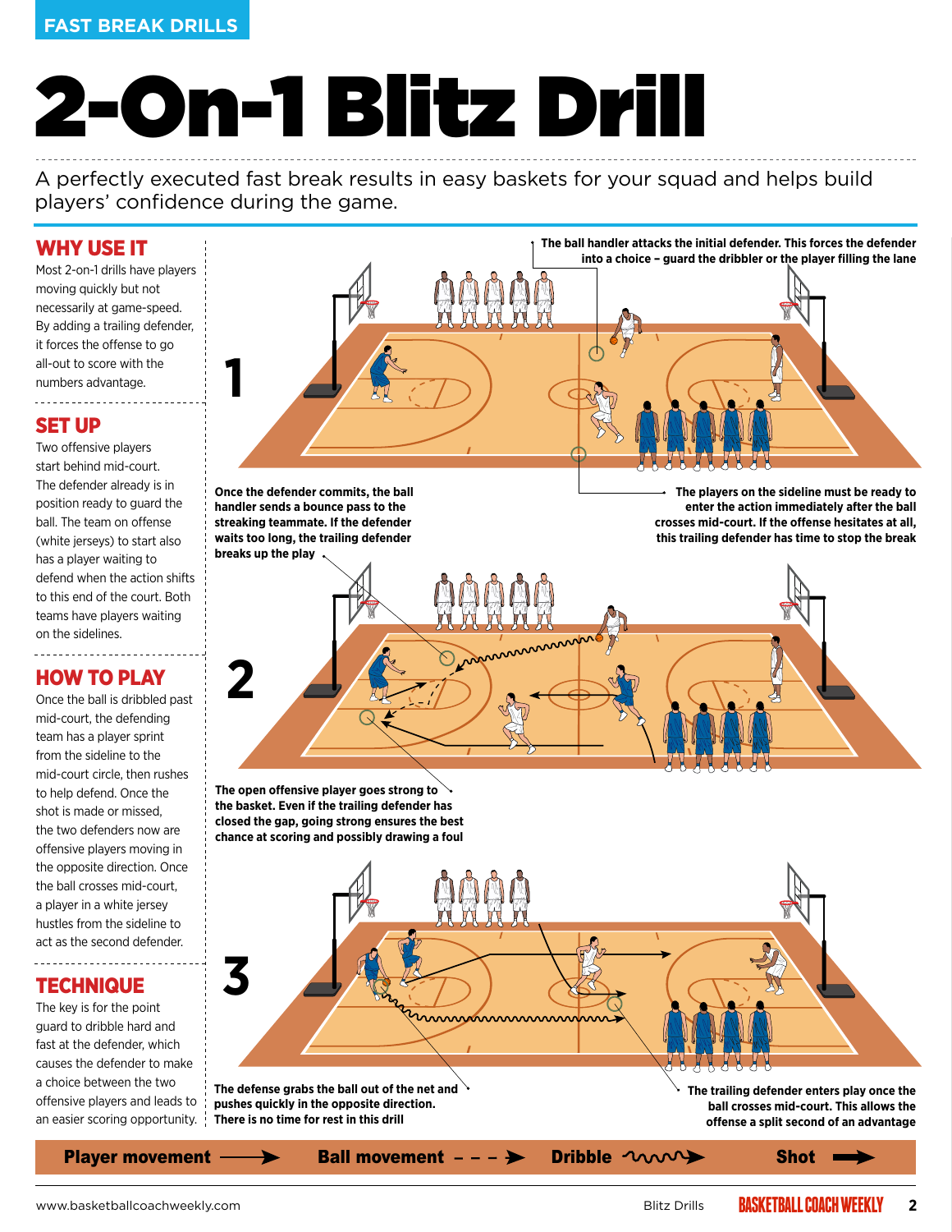FAST BREAK DRILLS

# 2-On-1 Blitz Drill

A perfectly executed fast break results in easy baskets for your squad and helps build players' confidence during the game.

## WHY USE IT

Most 2-on-1 drills have players moving quickly but not necessarily at game-speed. By adding a trailing defender, it forces the offense to go all-out to score with the numbers advantage.

## SET UP

Two offensive players start behind mid-court. The defender already is in position ready to guard the ball. The team on offense (white jerseys) to start also has a player waiting to defend when the action shifts to this end of the court. Both teams have players waiting on the sidelines.

## HOW TO PLAY

Once the ball is dribbled past mid-court, the defending team has a player sprint from the sideline to the mid-court circle, then rushes to help defend. Once the shot is made or missed, the two defenders now are offensive players moving in the opposite direction. Once the ball crosses mid-court, a player in a white jersey hustles from the sideline to act as the second defender.

## TECHNIQUE

The key is for the point guard to dribble hard and fast at the defender, which causes the defender to make a choice between the two offensive players and leads to an easier scoring opportunity.

**1**

**The ball handler attacks the initial defender. This forces the defender into a choice – guard the dribbler or the player filling the lane**

**Once the defender commits, the ball handler sends a bounce pass to the streaking teammate. If the defender waits too long, the trailing defender breaks up the play**

**The players on the sideline must be ready to enter the action immediately after the ball crosses mid-court. If the offense hesitates at all, this trailing defender has time to stop the break**

**2**

**The open offensive player goes strong to the basket. Even if the trailing defender has closed the gap, going strong ensures the best chance at scoring and possibly drawing a foul**

**3**

**The defense grabs the ball out of the net and pushes quickly in the opposite direction. There is no time for rest in this drill**

**The trailing defender enters play once the ball crosses mid-court. This allows the offense a split second of an advantage**

**Player movement** ⟶ **Ball movement** - - - ➔ **Dribble** ∿∿∿➔ **Shot** ➔

www.basketballcoachweekly.com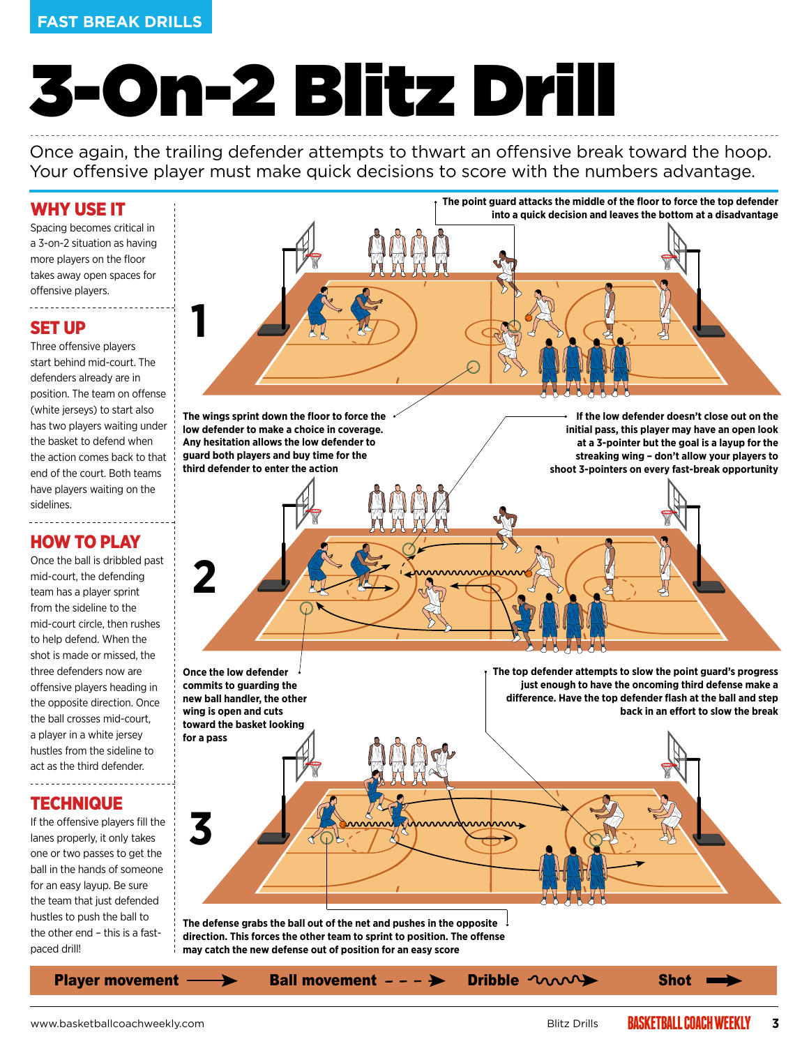FAST BREAK DRILLS

# 3-On-2 Blitz Drill

Once again, the trailing defender attempts to thwart an offensive break toward the hoop. Your offensive player must make quick decisions to score with the numbers advantage.

## WHY USE IT

Spacing becomes critical in a 3-on-2 situation as having more players on the floor takes away open spaces for offensive players.

## SET UP

Three offensive players start behind mid-court. The defenders already are in position. The team on offense (white jerseys) to start also has two players waiting under the basket to defend when the action comes back to that end of the court. Both teams have players waiting on the sidelines.

## HOW TO PLAY

Once the ball is dribbled past mid-court, the defending team has a player sprint from the sideline to the mid-court circle, then rushes to help defend. When the shot is made or missed, the three defenders now are offensive players heading in the opposite direction. Once the ball crosses mid-court, a player in a white jersey hustles from the sideline to act as the third defender.

## TECHNIQUE

If the offensive players fill the lanes properly, it only takes one or two passes to get the ball in the hands of someone for an easy layup. Be sure the team that just defended hustles to push the ball to the other end – this is a fast-paced drill!

**1**

**The point guard attacks the middle of the floor to force the top defender into a quick decision and leaves the bottom at a disadvantage**

**The wings sprint down the floor to force the low defender to make a choice in coverage. Any hesitation allows the low defender to guard both players and buy time for the third defender to enter the action**

**2**

**If the low defender doesn't close out on the initial pass, this player may have an open look at a 3-pointer but the goal is a layup for the streaking wing – don't allow your players to shoot 3-pointers on every fast-break opportunity**

**Once the low defender commits to guarding the new ball handler, the other wing is open and cuts toward the basket looking for a pass**

**The top defender attempts to slow the point guard's progress just enough to have the oncoming third defense make a difference. Have the top defender flash at the ball and step back in an effort to slow the break**

**3**

**The defense grabs the ball out of the net and pushes in the opposite direction. This forces the other team to sprint to position. The offense may catch the new defense out of position for an easy score**

**Player movement** → **Ball movement** - - - → **Dribble** ~~~→ **Shot** ➔

www.basketballcoachweekly.com Blitz Drills BASKETBALL COACH WEEKLY